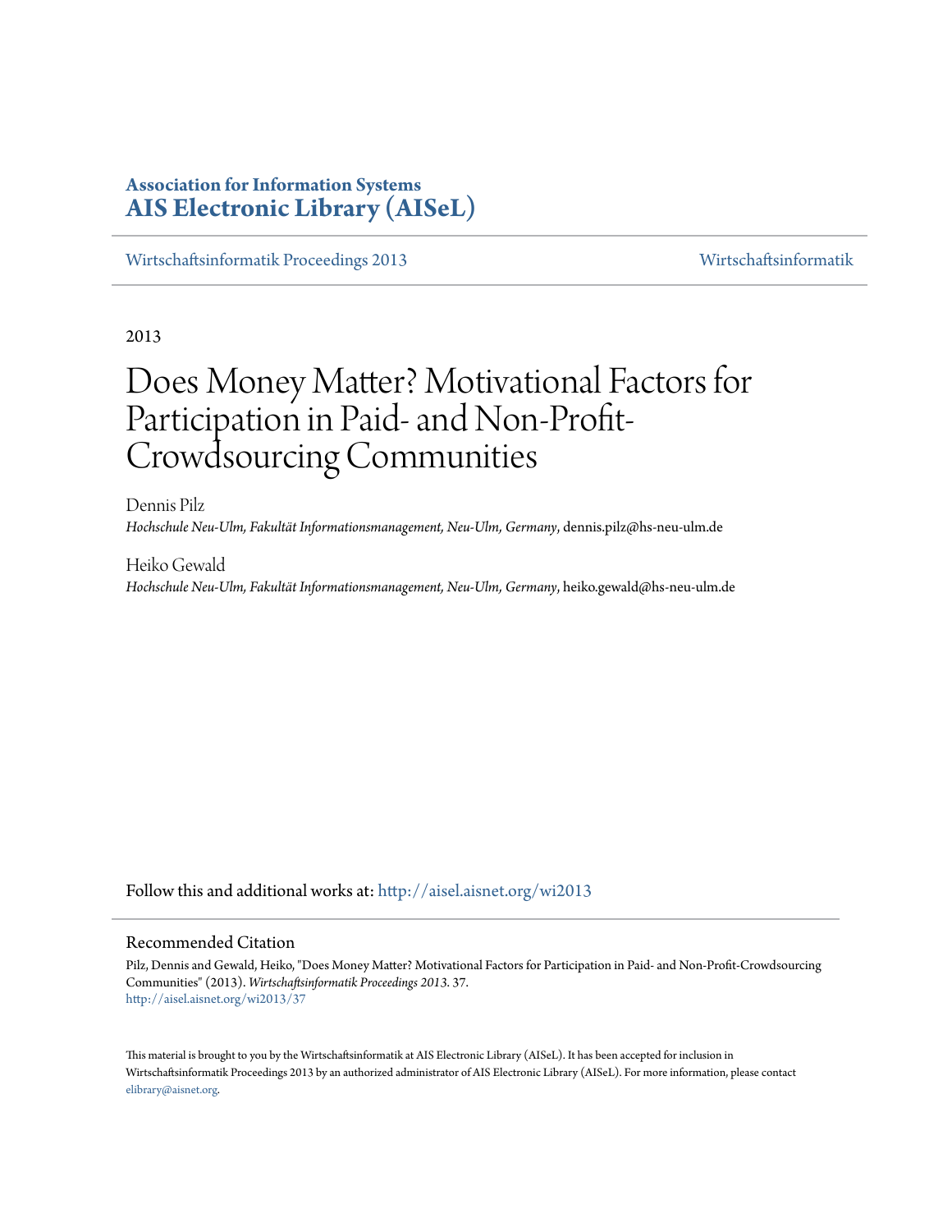**Association for Information Systems**
**AIS Electronic Library (AISeL)**

Wirtschaftsinformatik Proceedings 2013 | Wirtschaftsinformatik

2013

# Does Money Matter? Motivational Factors for Participation in Paid- and Non-Profit-Crowdsourcing Communities

Dennis Pilz
*Hochschule Neu-Ulm, Fakultät Informationsmanagement, Neu-Ulm, Germany*, dennis.pilz@hs-neu-ulm.de

Heiko Gewald
*Hochschule Neu-Ulm, Fakultät Informationsmanagement, Neu-Ulm, Germany*, heiko.gewald@hs-neu-ulm.de

Follow this and additional works at: http://aisel.aisnet.org/wi2013

## Recommended Citation

Pilz, Dennis and Gewald, Heiko, "Does Money Matter? Motivational Factors for Participation in Paid- and Non-Profit-Crowdsourcing Communities" (2013). *Wirtschaftsinformatik Proceedings 2013*. 37.
http://aisel.aisnet.org/wi2013/37

This material is brought to you by the Wirtschaftsinformatik at AIS Electronic Library (AISeL). It has been accepted for inclusion in Wirtschaftsinformatik Proceedings 2013 by an authorized administrator of AIS Electronic Library (AISeL). For more information, please contact elibrary@aisnet.org.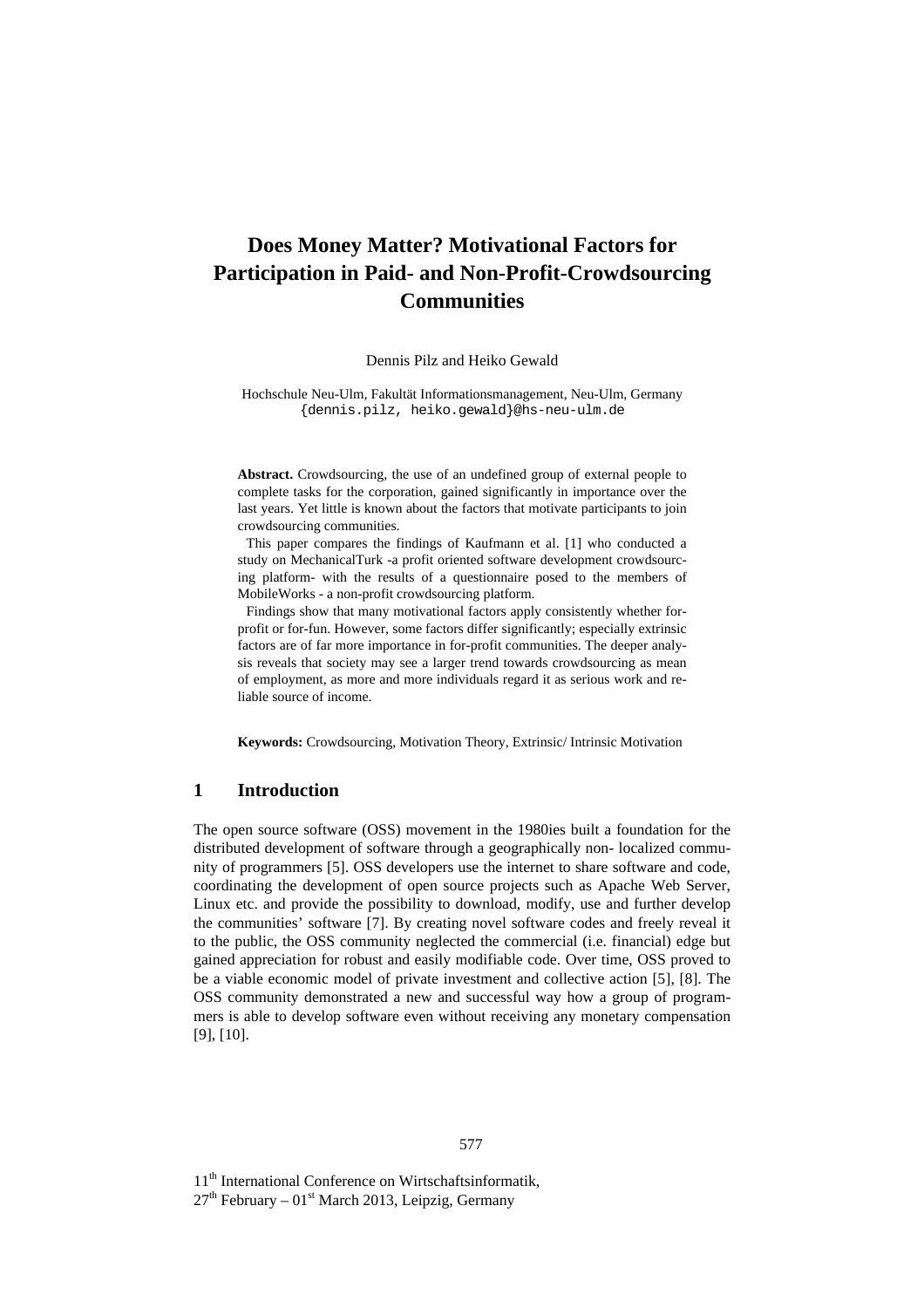# Does Money Matter? Motivational Factors for Participation in Paid- and Non-Profit-Crowdsourcing Communities

Dennis Pilz and Heiko Gewald

Hochschule Neu-Ulm, Fakultät Informationsmanagement, Neu-Ulm, Germany
{dennis.pilz, heiko.gewald}@hs-neu-ulm.de

**Abstract.** Crowdsourcing, the use of an undefined group of external people to complete tasks for the corporation, gained significantly in importance over the last years. Yet little is known about the factors that motivate participants to join crowdsourcing communities.

This paper compares the findings of Kaufmann et al. [1] who conducted a study on MechanicalTurk -a profit oriented software development crowdsourcing platform- with the results of a questionnaire posed to the members of MobileWorks - a non-profit crowdsourcing platform.

Findings show that many motivational factors apply consistently whether for-profit or for-fun. However, some factors differ significantly; especially extrinsic factors are of far more importance in for-profit communities. The deeper analysis reveals that society may see a larger trend towards crowdsourcing as mean of employment, as more and more individuals regard it as serious work and reliable source of income.

**Keywords:** Crowdsourcing, Motivation Theory, Extrinsic/ Intrinsic Motivation

## 1 Introduction

The open source software (OSS) movement in the 1980ies built a foundation for the distributed development of software through a geographically non- localized community of programmers [5]. OSS developers use the internet to share software and code, coordinating the development of open source projects such as Apache Web Server, Linux etc. and provide the possibility to download, modify, use and further develop the communities' software [7]. By creating novel software codes and freely reveal it to the public, the OSS community neglected the commercial (i.e. financial) edge but gained appreciation for robust and easily modifiable code. Over time, OSS proved to be a viable economic model of private investment and collective action [5], [8]. The OSS community demonstrated a new and successful way how a group of programmers is able to develop software even without receiving any monetary compensation [9], [10].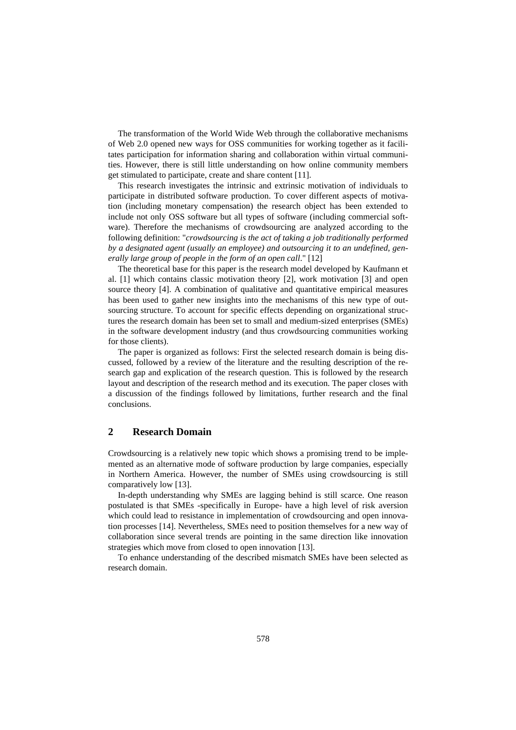The transformation of the World Wide Web through the collaborative mechanisms of Web 2.0 opened new ways for OSS communities for working together as it facilitates participation for information sharing and collaboration within virtual communities. However, there is still little understanding on how online community members get stimulated to participate, create and share content [11].

This research investigates the intrinsic and extrinsic motivation of individuals to participate in distributed software production. To cover different aspects of motivation (including monetary compensation) the research object has been extended to include not only OSS software but all types of software (including commercial software). Therefore the mechanisms of crowdsourcing are analyzed according to the following definition: "*crowdsourcing is the act of taking a job traditionally performed by a designated agent (usually an employee) and outsourcing it to an undefined, generally large group of people in the form of an open call*." [12]

The theoretical base for this paper is the research model developed by Kaufmann et al. [1] which contains classic motivation theory [2], work motivation [3] and open source theory [4]. A combination of qualitative and quantitative empirical measures has been used to gather new insights into the mechanisms of this new type of outsourcing structure. To account for specific effects depending on organizational structures the research domain has been set to small and medium-sized enterprises (SMEs) in the software development industry (and thus crowdsourcing communities working for those clients).

The paper is organized as follows: First the selected research domain is being discussed, followed by a review of the literature and the resulting description of the research gap and explication of the research question. This is followed by the research layout and description of the research method and its execution. The paper closes with a discussion of the findings followed by limitations, further research and the final conclusions.

## 2 Research Domain

Crowdsourcing is a relatively new topic which shows a promising trend to be implemented as an alternative mode of software production by large companies, especially in Northern America. However, the number of SMEs using crowdsourcing is still comparatively low [13].

In-depth understanding why SMEs are lagging behind is still scarce. One reason postulated is that SMEs -specifically in Europe- have a high level of risk aversion which could lead to resistance in implementation of crowdsourcing and open innovation processes [14]. Nevertheless, SMEs need to position themselves for a new way of collaboration since several trends are pointing in the same direction like innovation strategies which move from closed to open innovation [13].

To enhance understanding of the described mismatch SMEs have been selected as research domain.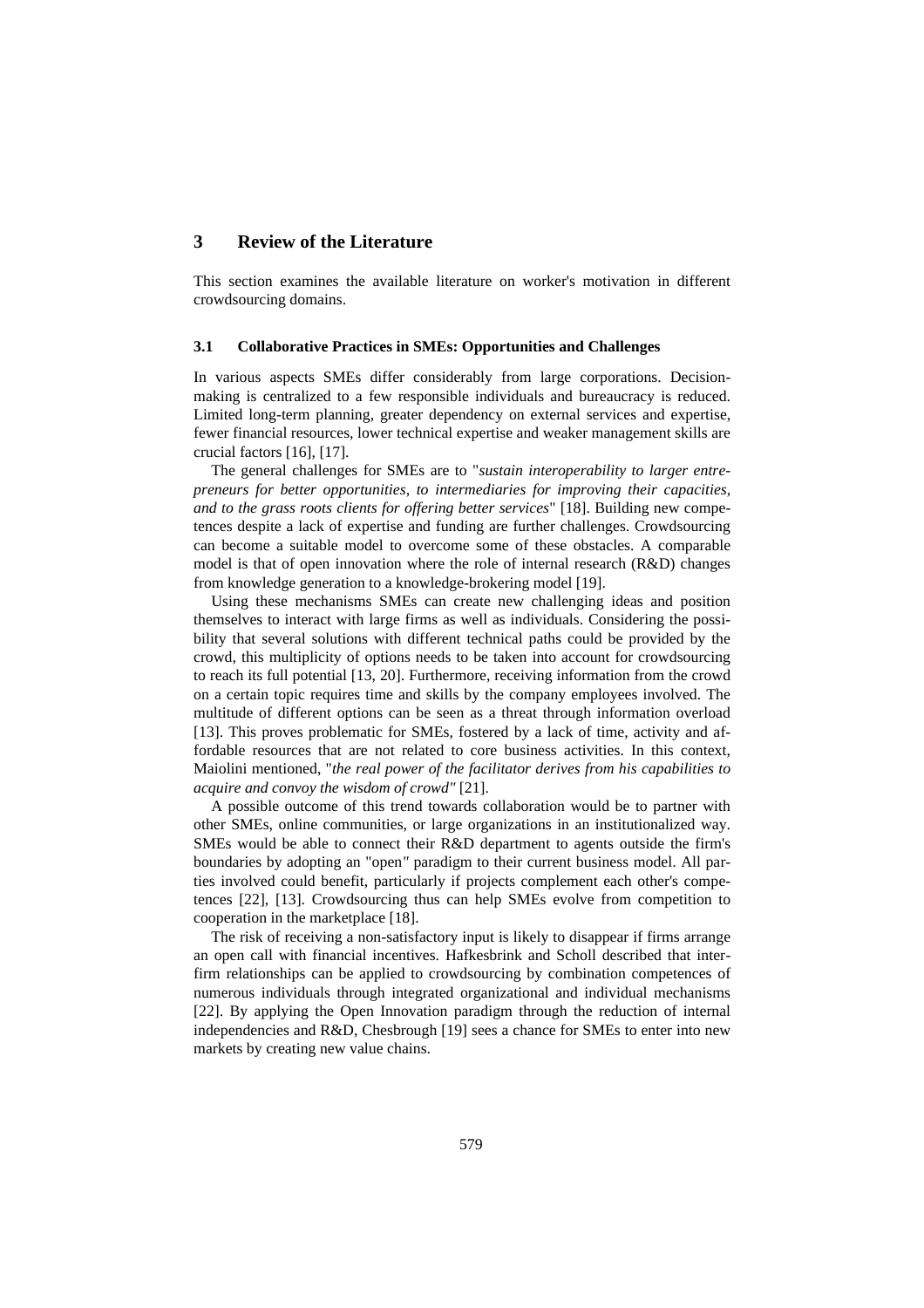# 3 Review of the Literature

This section examines the available literature on worker's motivation in different crowdsourcing domains.

## 3.1 Collaborative Practices in SMEs: Opportunities and Challenges

In various aspects SMEs differ considerably from large corporations. Decision-making is centralized to a few responsible individuals and bureaucracy is reduced. Limited long-term planning, greater dependency on external services and expertise, fewer financial resources, lower technical expertise and weaker management skills are crucial factors [16], [17].

The general challenges for SMEs are to "*sustain interoperability to larger entrepreneurs for better opportunities, to intermediaries for improving their capacities, and to the grass roots clients for offering better services*" [18]. Building new competences despite a lack of expertise and funding are further challenges. Crowdsourcing can become a suitable model to overcome some of these obstacles. A comparable model is that of open innovation where the role of internal research (R&D) changes from knowledge generation to a knowledge-brokering model [19].

Using these mechanisms SMEs can create new challenging ideas and position themselves to interact with large firms as well as individuals. Considering the possibility that several solutions with different technical paths could be provided by the crowd, this multiplicity of options needs to be taken into account for crowdsourcing to reach its full potential [13, 20]. Furthermore, receiving information from the crowd on a certain topic requires time and skills by the company employees involved. The multitude of different options can be seen as a threat through information overload [13]. This proves problematic for SMEs, fostered by a lack of time, activity and affordable resources that are not related to core business activities. In this context, Maiolini mentioned, "*the real power of the facilitator derives from his capabilities to acquire and convoy the wisdom of crowd"* [21].

A possible outcome of this trend towards collaboration would be to partner with other SMEs, online communities, or large organizations in an institutionalized way. SMEs would be able to connect their R&D department to agents outside the firm's boundaries by adopting an "open" paradigm to their current business model. All parties involved could benefit, particularly if projects complement each other's competences [22], [13]. Crowdsourcing thus can help SMEs evolve from competition to cooperation in the marketplace [18].

The risk of receiving a non-satisfactory input is likely to disappear if firms arrange an open call with financial incentives. Hafkesbrink and Scholl described that inter-firm relationships can be applied to crowdsourcing by combination competences of numerous individuals through integrated organizational and individual mechanisms [22]. By applying the Open Innovation paradigm through the reduction of internal independencies and R&D, Chesbrough [19] sees a chance for SMEs to enter into new markets by creating new value chains.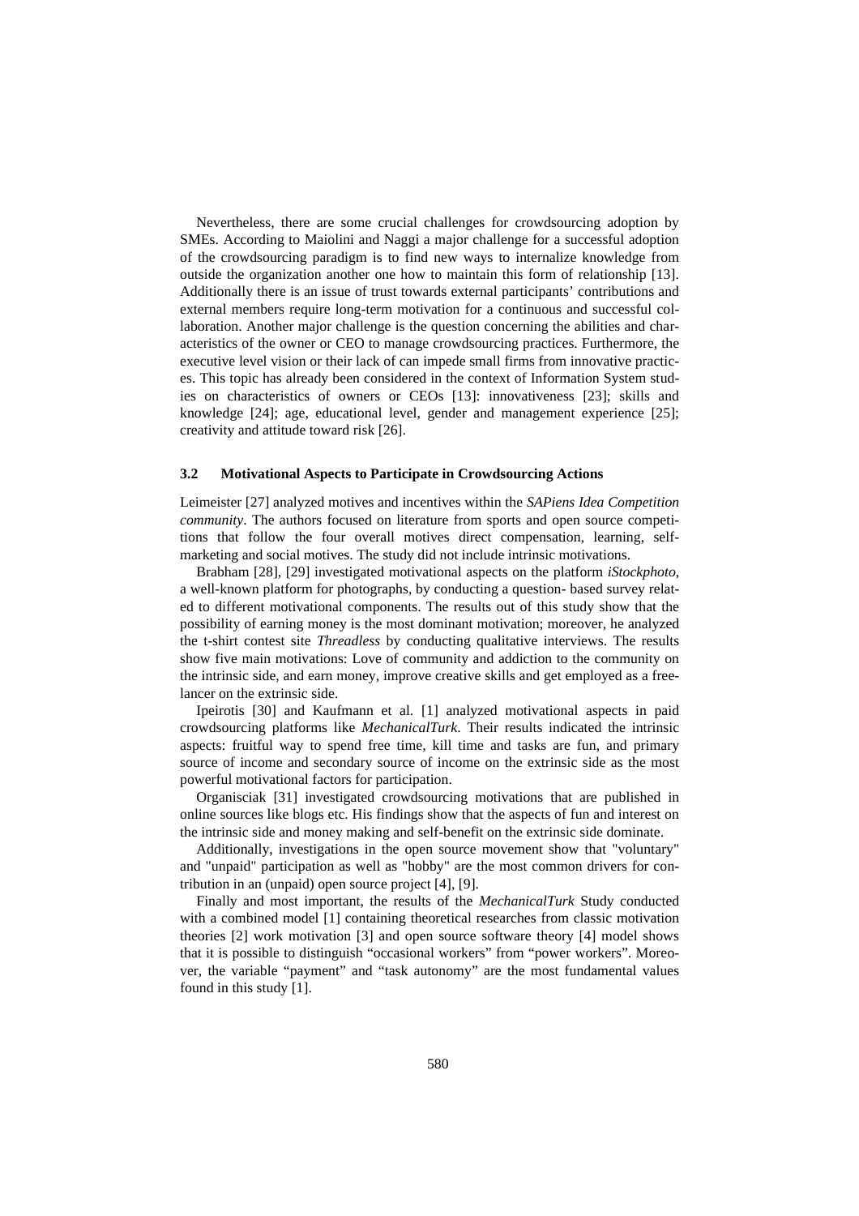Nevertheless, there are some crucial challenges for crowdsourcing adoption by SMEs. According to Maiolini and Naggi a major challenge for a successful adoption of the crowdsourcing paradigm is to find new ways to internalize knowledge from outside the organization another one how to maintain this form of relationship [13]. Additionally there is an issue of trust towards external participants' contributions and external members require long-term motivation for a continuous and successful collaboration. Another major challenge is the question concerning the abilities and characteristics of the owner or CEO to manage crowdsourcing practices. Furthermore, the executive level vision or their lack of can impede small firms from innovative practices. This topic has already been considered in the context of Information System studies on characteristics of owners or CEOs [13]: innovativeness [23]; skills and knowledge [24]; age, educational level, gender and management experience [25]; creativity and attitude toward risk [26].

### 3.2 Motivational Aspects to Participate in Crowdsourcing Actions

Leimeister [27] analyzed motives and incentives within the *SAPiens Idea Competition community*. The authors focused on literature from sports and open source competitions that follow the four overall motives direct compensation, learning, self-marketing and social motives. The study did not include intrinsic motivations.

Brabham [28], [29] investigated motivational aspects on the platform *iStockphoto,* a well-known platform for photographs, by conducting a question- based survey related to different motivational components. The results out of this study show that the possibility of earning money is the most dominant motivation; moreover, he analyzed the t-shirt contest site *Threadless* by conducting qualitative interviews. The results show five main motivations: Love of community and addiction to the community on the intrinsic side, and earn money, improve creative skills and get employed as a freelancer on the extrinsic side.

Ipeirotis [30] and Kaufmann et al. [1] analyzed motivational aspects in paid crowdsourcing platforms like *MechanicalTurk*. Their results indicated the intrinsic aspects: fruitful way to spend free time, kill time and tasks are fun, and primary source of income and secondary source of income on the extrinsic side as the most powerful motivational factors for participation.

Organisciak [31] investigated crowdsourcing motivations that are published in online sources like blogs etc. His findings show that the aspects of fun and interest on the intrinsic side and money making and self-benefit on the extrinsic side dominate.

Additionally, investigations in the open source movement show that "voluntary" and "unpaid" participation as well as "hobby" are the most common drivers for contribution in an (unpaid) open source project [4], [9].

Finally and most important, the results of the *MechanicalTurk* Study conducted with a combined model [1] containing theoretical researches from classic motivation theories [2] work motivation [3] and open source software theory [4] model shows that it is possible to distinguish "occasional workers" from "power workers". Moreover, the variable "payment" and "task autonomy" are the most fundamental values found in this study [1].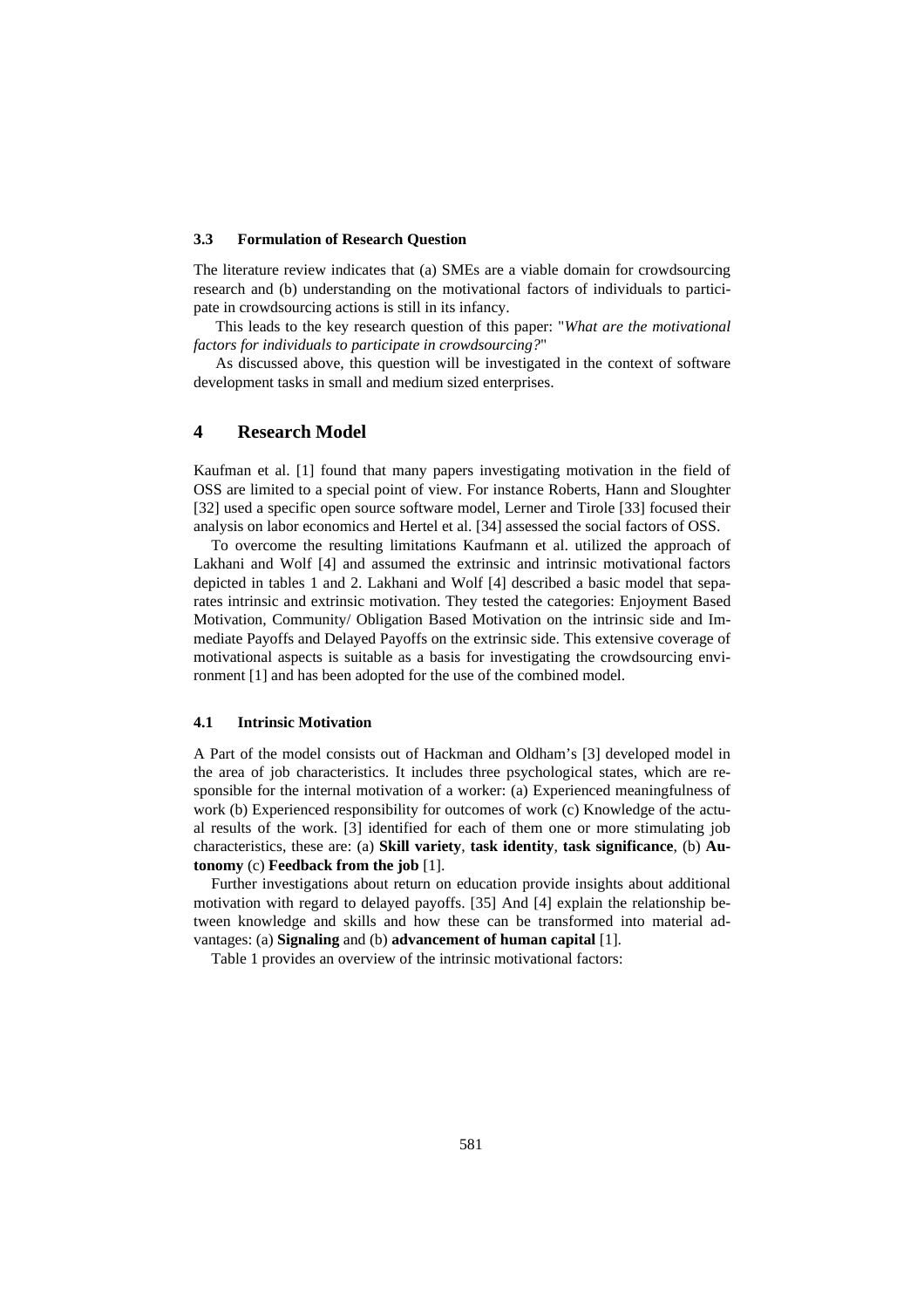### 3.3 Formulation of Research Question

The literature review indicates that (a) SMEs are a viable domain for crowdsourcing research and (b) understanding on the motivational factors of individuals to participate in crowdsourcing actions is still in its infancy.

This leads to the key research question of this paper: "*What are the motivational factors for individuals to participate in crowdsourcing?*"

As discussed above, this question will be investigated in the context of software development tasks in small and medium sized enterprises.

## 4 Research Model

Kaufman et al. [1] found that many papers investigating motivation in the field of OSS are limited to a special point of view. For instance Roberts, Hann and Sloughter [32] used a specific open source software model, Lerner and Tirole [33] focused their analysis on labor economics and Hertel et al. [34] assessed the social factors of OSS.

To overcome the resulting limitations Kaufmann et al. utilized the approach of Lakhani and Wolf [4] and assumed the extrinsic and intrinsic motivational factors depicted in tables 1 and 2. Lakhani and Wolf [4] described a basic model that separates intrinsic and extrinsic motivation. They tested the categories: Enjoyment Based Motivation, Community/ Obligation Based Motivation on the intrinsic side and Immediate Payoffs and Delayed Payoffs on the extrinsic side. This extensive coverage of motivational aspects is suitable as a basis for investigating the crowdsourcing environment [1] and has been adopted for the use of the combined model.

### 4.1 Intrinsic Motivation

A Part of the model consists out of Hackman and Oldham's [3] developed model in the area of job characteristics. It includes three psychological states, which are responsible for the internal motivation of a worker: (a) Experienced meaningfulness of work (b) Experienced responsibility for outcomes of work (c) Knowledge of the actual results of the work. [3] identified for each of them one or more stimulating job characteristics, these are: (a) **Skill variety**, **task identity**, **task significance**, (b) **Autonomy** (c) **Feedback from the job** [1].

Further investigations about return on education provide insights about additional motivation with regard to delayed payoffs. [35] And [4] explain the relationship between knowledge and skills and how these can be transformed into material advantages: (a) **Signaling** and (b) **advancement of human capital** [1].

Table 1 provides an overview of the intrinsic motivational factors: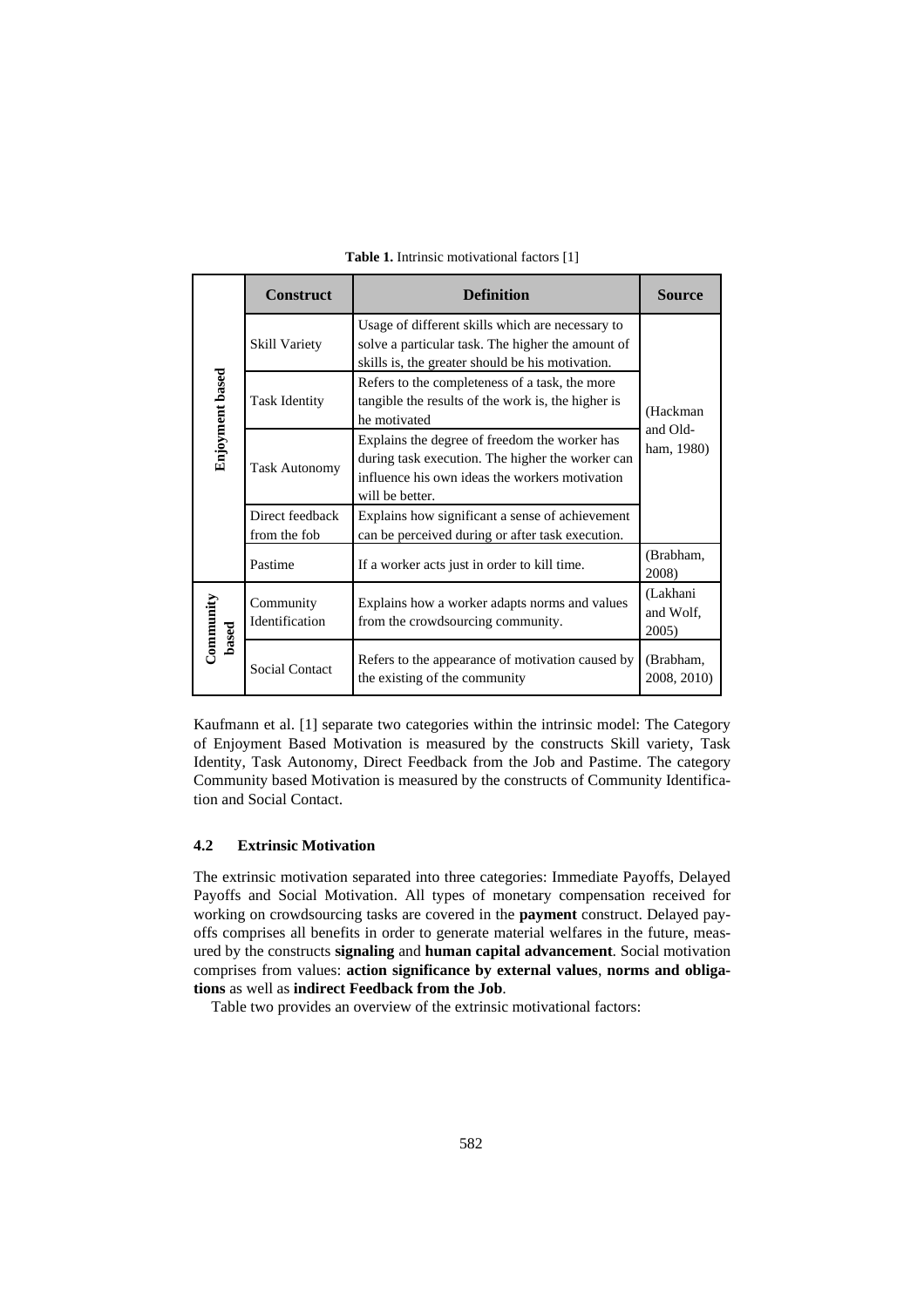**Table 1.** Intrinsic motivational factors [1]

| | Construct | Definition | Source |
|---|---|---|---|
| Enjoyment based | Skill Variety | Usage of different skills which are necessary to solve a particular task. The higher the amount of skills is, the greater should be his motivation. | (Hackman and Old-ham, 1980) |
| | Task Identity | Refers to the completeness of a task, the more tangible the results of the work is, the higher is he motivated | |
| | Task Autonomy | Explains the degree of freedom the worker has during task execution. The higher the worker can influence his own ideas the workers motivation will be better. | |
| | Direct feedback from the fob | Explains how significant a sense of achievement can be perceived during or after task execution. | |
| | Pastime | If a worker acts just in order to kill time. | (Brabham, 2008) |
| Community based | Community Identification | Explains how a worker adapts norms and values from the crowdsourcing community. | (Lakhani and Wolf, 2005) |
| | Social Contact | Refers to the appearance of motivation caused by the existing of the community | (Brabham, 2008, 2010) |

Kaufmann et al. [1] separate two categories within the intrinsic model: The Category of Enjoyment Based Motivation is measured by the constructs Skill variety, Task Identity, Task Autonomy, Direct Feedback from the Job and Pastime. The category Community based Motivation is measured by the constructs of Community Identification and Social Contact.

### 4.2 Extrinsic Motivation

The extrinsic motivation separated into three categories: Immediate Payoffs, Delayed Payoffs and Social Motivation. All types of monetary compensation received for working on crowdsourcing tasks are covered in the **payment** construct. Delayed payoffs comprises all benefits in order to generate material welfares in the future, measured by the constructs **signaling** and **human capital advancement**. Social motivation comprises from values: **action significance by external values**, **norms and obligations** as well as **indirect Feedback from the Job**.

Table two provides an overview of the extrinsic motivational factors: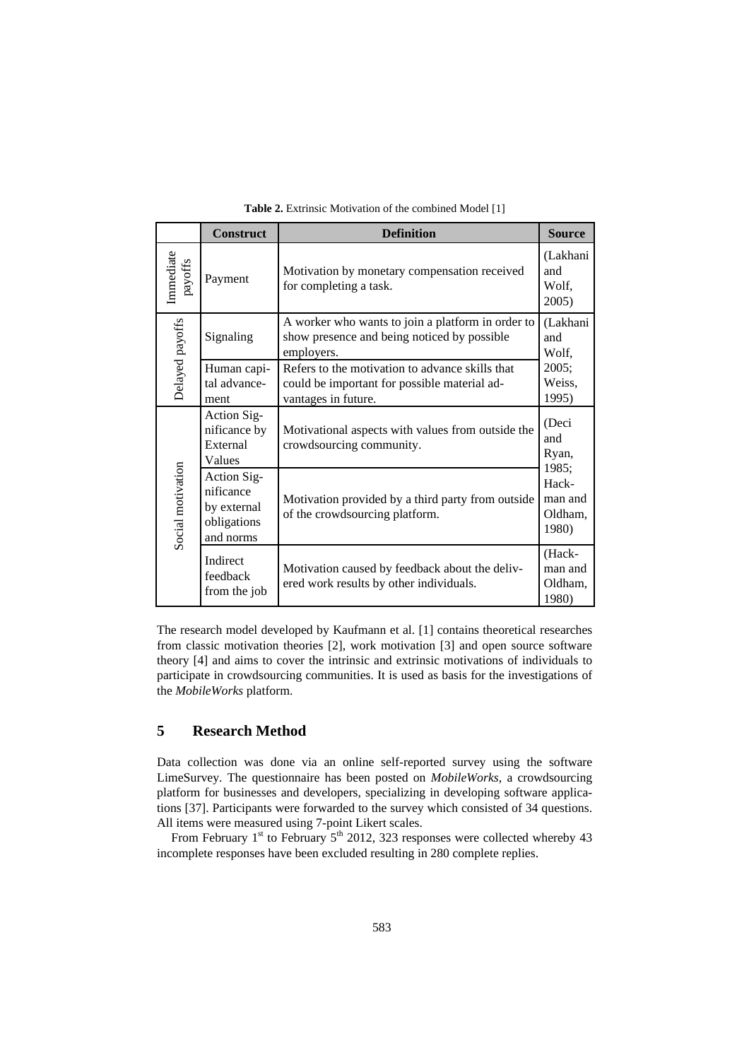**Table 2.** Extrinsic Motivation of the combined Model [1]

| | Construct | Definition | Source |
|---|---|---|---|
| Immediate payoffs | Payment | Motivation by monetary compensation received for completing a task. | (Lakhani and Wolf, 2005) |
| Delayed payoffs | Signaling | A worker who wants to join a platform in order to show presence and being noticed by possible employers. | (Lakhani and Wolf, 2005; Weiss, 1995) |
| | Human capital advancement | Refers to the motivation to advance skills that could be important for possible material advantages in future. | |
| Social motivation | Action Significance by External Values | Motivational aspects with values from outside the crowdsourcing community. | (Deci and Ryan, 1985; Hackman and Oldham, 1980) |
| | Action Significance by external obligations and norms | Motivation provided by a third party from outside of the crowdsourcing platform. | |
| | Indirect feedback from the job | Motivation caused by feedback about the delivered work results by other individuals. | (Hackman and Oldham, 1980) |

The research model developed by Kaufmann et al. [1] contains theoretical researches from classic motivation theories [2], work motivation [3] and open source software theory [4] and aims to cover the intrinsic and extrinsic motivations of individuals to participate in crowdsourcing communities. It is used as basis for the investigations of the *MobileWorks* platform.

## 5 Research Method

Data collection was done via an online self-reported survey using the software LimeSurvey. The questionnaire has been posted on *MobileWorks*, a crowdsourcing platform for businesses and developers, specializing in developing software applications [37]. Participants were forwarded to the survey which consisted of 34 questions. All items were measured using 7-point Likert scales.

From February 1st to February 5th 2012, 323 responses were collected whereby 43 incomplete responses have been excluded resulting in 280 complete replies.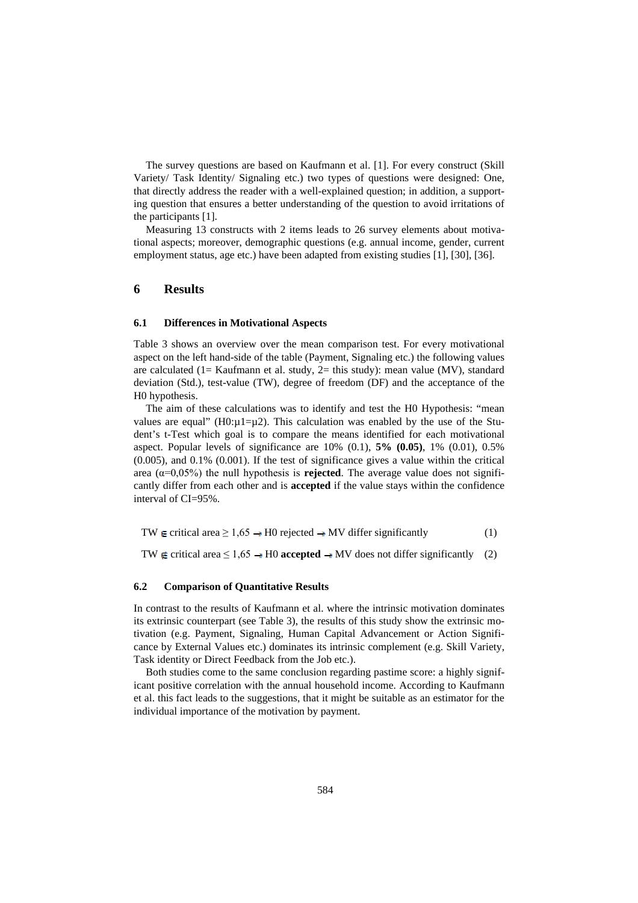The survey questions are based on Kaufmann et al. [1]. For every construct (Skill Variety/ Task Identity/ Signaling etc.) two types of questions were designed: One, that directly address the reader with a well-explained question; in addition, a supporting question that ensures a better understanding of the question to avoid irritations of the participants [1].

Measuring 13 constructs with 2 items leads to 26 survey elements about motivational aspects; moreover, demographic questions (e.g. annual income, gender, current employment status, age etc.) have been adapted from existing studies [1], [30], [36].

# 6 Results

## 6.1 Differences in Motivational Aspects

Table 3 shows an overview over the mean comparison test. For every motivational aspect on the left hand-side of the table (Payment, Signaling etc.) the following values are calculated (1= Kaufmann et al. study, 2= this study): mean value (MV), standard deviation (Std.), test-value (TW), degree of freedom (DF) and the acceptance of the H0 hypothesis.

The aim of these calculations was to identify and test the H0 Hypothesis: "mean values are equal" ($H0{:}\mu1=\mu2$). This calculation was enabled by the use of the Student's t-Test which goal is to compare the means identified for each motivational aspect. Popular levels of significance are 10% (0.1), **5% (0.05)**, 1% (0.01), 0.5% (0.005), and 0.1% (0.001). If the test of significance gives a value within the critical area ($\alpha$=0,05%) the null hypothesis is **rejected**. The average value does not significantly differ from each other and is **accepted** if the value stays within the confidence interval of CI=95%.

$$\text{TW} \in \text{critical area} \geq 1{,}65 \rightarrow \text{H0 rejected} \rightarrow \text{MV differ significantly} \tag{1}$$

$$\text{TW} \notin \text{critical area} \leq 1{,}65 \rightarrow \text{H0 } \textbf{accepted} \rightarrow \text{MV does not differ significantly} \tag{2}$$

## 6.2 Comparison of Quantitative Results

In contrast to the results of Kaufmann et al. where the intrinsic motivation dominates its extrinsic counterpart (see Table 3), the results of this study show the extrinsic motivation (e.g. Payment, Signaling, Human Capital Advancement or Action Significance by External Values etc.) dominates its intrinsic complement (e.g. Skill Variety, Task identity or Direct Feedback from the Job etc.).

Both studies come to the same conclusion regarding pastime score: a highly significant positive correlation with the annual household income. According to Kaufmann et al. this fact leads to the suggestions, that it might be suitable as an estimator for the individual importance of the motivation by payment.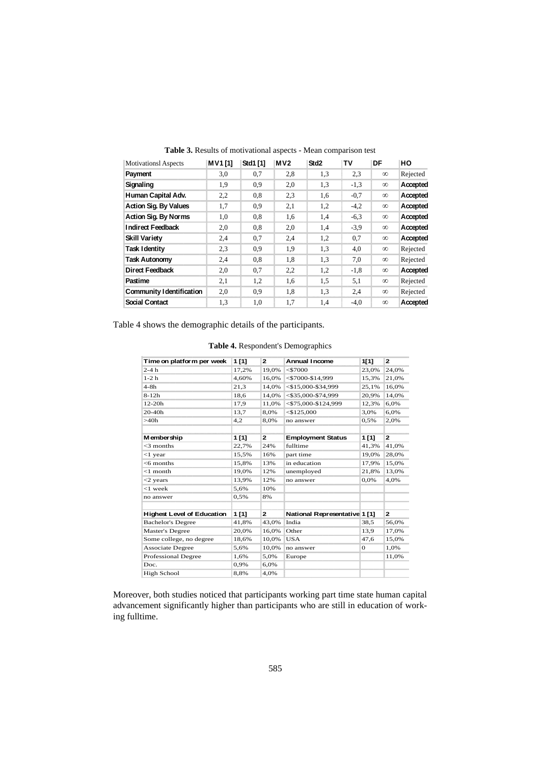**Table 3.** Results of motivational aspects - Mean comparison test

| Motivationsl Aspects | MV1 [1] | Std1 [1] | MV2 | Std2 | TV | DF | HO |
|---|---|---|---|---|---|---|---|
| **Payment** | 3,0 | 0,7 | 2,8 | 1,3 | 2,3 | ∞ | Rejected |
| **Signaling** | 1,9 | 0,9 | 2,0 | 1,3 | -1,3 | ∞ | **Accepted** |
| **Human Capital Adv.** | 2,2 | 0,8 | 2,3 | 1,6 | -0,7 | ∞ | **Accepted** |
| **Action Sig. By Values** | 1,7 | 0,9 | 2,1 | 1,2 | -4,2 | ∞ | **Accepted** |
| **Action Sig. By Norms** | 1,0 | 0,8 | 1,6 | 1,4 | -6,3 | ∞ | **Accepted** |
| **Indirect Feedback** | 2,0 | 0,8 | 2,0 | 1,4 | -3,9 | ∞ | **Accepted** |
| **Skill Variety** | 2,4 | 0,7 | 2,4 | 1,2 | 0,7 | ∞ | **Accepted** |
| **Task Identity** | 2,3 | 0,9 | 1,9 | 1,3 | 4,0 | ∞ | Rejected |
| **Task Autonomy** | 2,4 | 0,8 | 1,8 | 1,3 | 7,0 | ∞ | Rejected |
| **Direct Feedback** | 2,0 | 0,7 | 2,2 | 1,2 | -1,8 | ∞ | **Accepted** |
| **Pastime** | 2,1 | 1,2 | 1,6 | 1,5 | 5,1 | ∞ | Rejected |
| **Community Identification** | 2,0 | 0,9 | 1,8 | 1,3 | 2,4 | ∞ | Rejected |
| **Social Contact** | 1,3 | 1,0 | 1,7 | 1,4 | -4,0 | ∞ | **Accepted** |

Table 4 shows the demographic details of the participants.

**Table 4.** Respondent's Demographics

| **Time on platform per week** | **1 [1]** | **2** | **Annual Income** | **1[1]** | **2** |
|---|---|---|---|---|---|
| 2-4 h | 17,2% | 19,0% | <$7000 | 23,0% | 24,0% |
| 1-2 h | 4,60% | 16,0% | <$7000-$14,999 | 15,3% | 21,0% |
| 4-8h | 21,3 | 14,0% | <$15,000-$34,999 | 25,1% | 16,0% |
| 8-12h | 18,6 | 14,0% | <$35,000-$74,999 | 20,9% | 14,0% |
| 12-20h | 17,9 | 11,0% | <$75,000-$124,999 | 12,3% | 6,0% |
| 20-40h | 13,7 | 8,0% | <$125,000 | 3,0% | 6,0% |
| >40h | 4,2 | 8,0% | no answer | 0,5% | 2,0% |
| | | | | | |
| **Membership** | **1 [1]** | **2** | **Employment Status** | **1 [1]** | **2** |
| <3 months | 22,7% | 24% | fulltime | 41,3% | 41,0% |
| <1 year | 15,5% | 16% | part time | 19,0% | 28,0% |
| <6 months | 15,8% | 13% | in education | 17,9% | 15,0% |
| <1 month | 19,0% | 12% | unemployed | 21,8% | 13,0% |
| <2 years | 13,9% | 12% | no answer | 0,0% | 4,0% |
| <1 week | 5,6% | 10% | | | |
| no answer | 0,5% | 8% | | | |
| | | | | | |
| **Highest Level of Education** | **1 [1]** | **2** | **National Representative** | **1 [1]** | **2** |
| Bachelor's Degree | 41,8% | 43,0% | India | 38,5 | 56,0% |
| Master's Degree | 20,0% | 16,0% | Other | 13,9 | 17,0% |
| Some college, no degree | 18,6% | 10,0% | USA | 47,6 | 15,0% |
| Associate Degree | 5,6% | 10,0% | no answer | 0 | 1,0% |
| Professional Degree | 1,6% | 5,0% | Europe | | 11,0% |
| Doc. | 0,9% | 6,0% | | | |
| High School | 8,8% | 4,0% | | | |

Moreover, both studies noticed that participants working part time state human capital advancement significantly higher than participants who are still in education of working fulltime.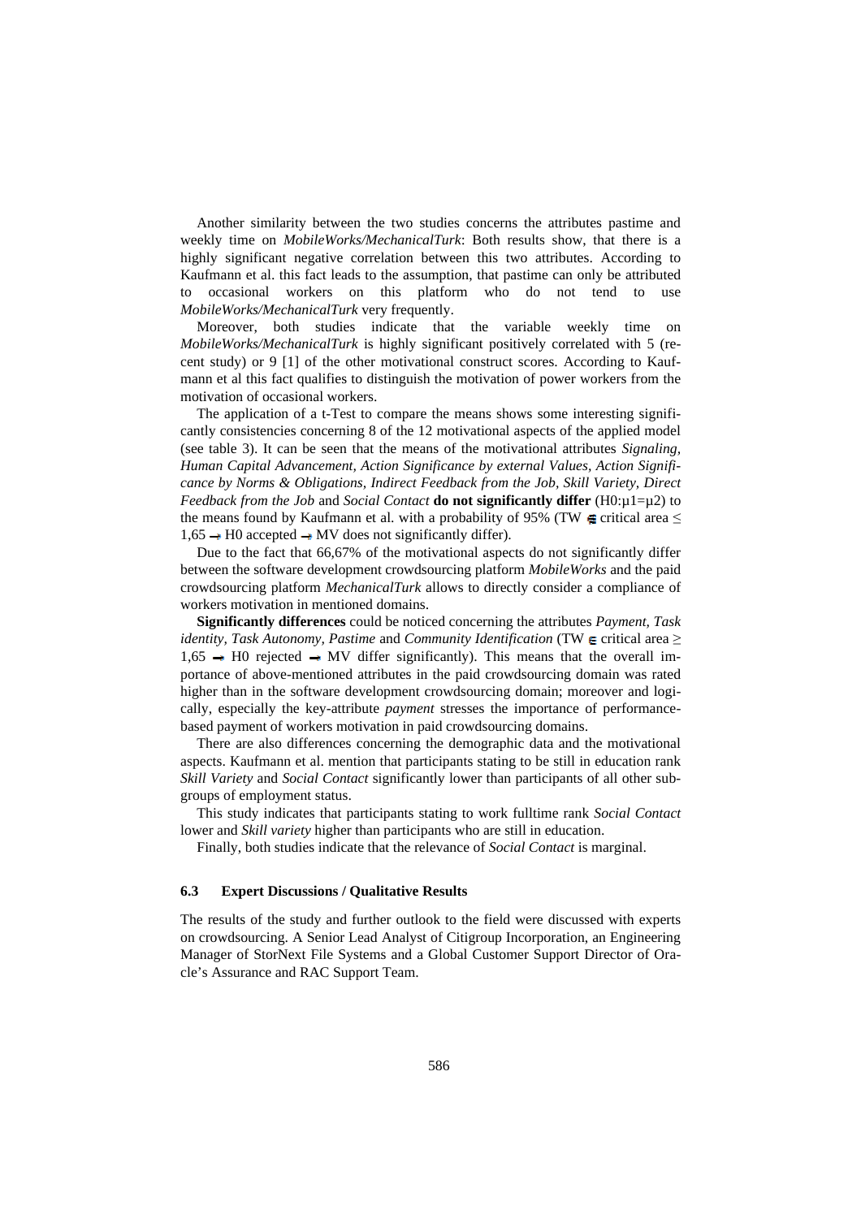Another similarity between the two studies concerns the attributes pastime and weekly time on *MobileWorks/MechanicalTurk*: Both results show, that there is a highly significant negative correlation between this two attributes. According to Kaufmann et al. this fact leads to the assumption, that pastime can only be attributed to occasional workers on this platform who do not tend to use *MobileWorks/MechanicalTurk* very frequently.

Moreover, both studies indicate that the variable weekly time on *MobileWorks/MechanicalTurk* is highly significant positively correlated with 5 (recent study) or 9 [1] of the other motivational construct scores. According to Kaufmann et al this fact qualifies to distinguish the motivation of power workers from the motivation of occasional workers.

The application of a t-Test to compare the means shows some interesting significantly consistencies concerning 8 of the 12 motivational aspects of the applied model (see table 3). It can be seen that the means of the motivational attributes *Signaling, Human Capital Advancement, Action Significance by external Values, Action Significance by Norms & Obligations, Indirect Feedback from the Job, Skill Variety, Direct Feedback from the Job* and *Social Contact* **do not significantly differ** ($H0{:}\mu1=\mu2$) to the means found by Kaufmann et al. with a probability of 95% (TW $\notin$ critical area $\leq$ 1,65 $\rightarrow$ H0 accepted $\rightarrow$ MV does not significantly differ).

Due to the fact that 66,67% of the motivational aspects do not significantly differ between the software development crowdsourcing platform *MobileWorks* and the paid crowdsourcing platform *MechanicalTurk* allows to directly consider a compliance of workers motivation in mentioned domains.

**Significantly differences** could be noticed concerning the attributes *Payment, Task identity, Task Autonomy, Pastime* and *Community Identification* (TW $\in$ critical area $\geq$ 1,65 $\rightarrow$ H0 rejected $\rightarrow$ MV differ significantly). This means that the overall importance of above-mentioned attributes in the paid crowdsourcing domain was rated higher than in the software development crowdsourcing domain; moreover and logically, especially the key-attribute *payment* stresses the importance of performance-based payment of workers motivation in paid crowdsourcing domains.

There are also differences concerning the demographic data and the motivational aspects. Kaufmann et al. mention that participants stating to be still in education rank *Skill Variety* and *Social Contact* significantly lower than participants of all other subgroups of employment status.

This study indicates that participants stating to work fulltime rank *Social Contact* lower and *Skill variety* higher than participants who are still in education.

Finally, both studies indicate that the relevance of *Social Contact* is marginal.

### 6.3 Expert Discussions / Qualitative Results

The results of the study and further outlook to the field were discussed with experts on crowdsourcing. A Senior Lead Analyst of Citigroup Incorporation, an Engineering Manager of StorNext File Systems and a Global Customer Support Director of Oracle's Assurance and RAC Support Team.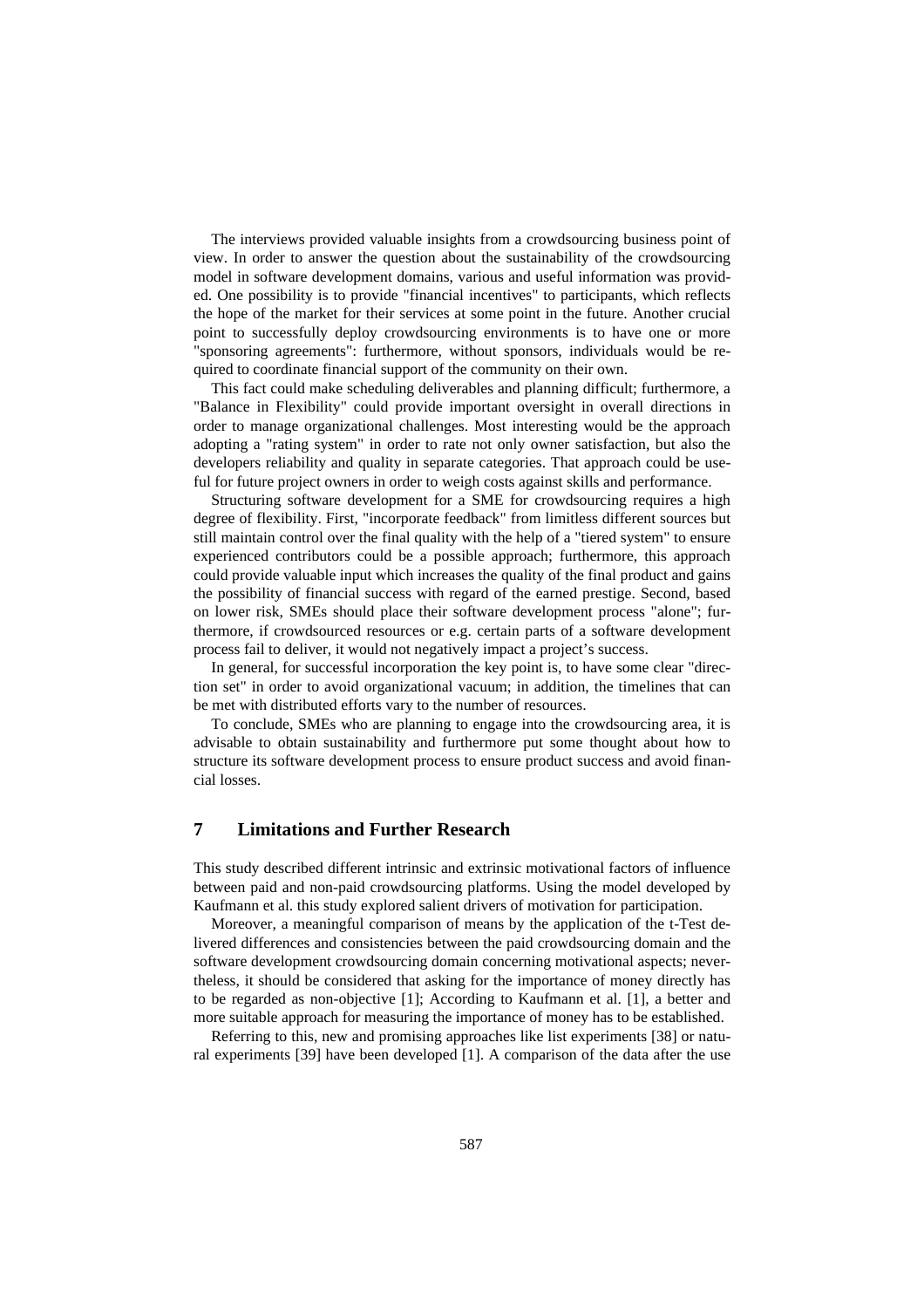The interviews provided valuable insights from a crowdsourcing business point of view. In order to answer the question about the sustainability of the crowdsourcing model in software development domains, various and useful information was provided. One possibility is to provide "financial incentives" to participants, which reflects the hope of the market for their services at some point in the future. Another crucial point to successfully deploy crowdsourcing environments is to have one or more "sponsoring agreements": furthermore, without sponsors, individuals would be required to coordinate financial support of the community on their own.

This fact could make scheduling deliverables and planning difficult; furthermore, a "Balance in Flexibility" could provide important oversight in overall directions in order to manage organizational challenges. Most interesting would be the approach adopting a "rating system" in order to rate not only owner satisfaction, but also the developers reliability and quality in separate categories. That approach could be useful for future project owners in order to weigh costs against skills and performance.

Structuring software development for a SME for crowdsourcing requires a high degree of flexibility. First, "incorporate feedback" from limitless different sources but still maintain control over the final quality with the help of a "tiered system" to ensure experienced contributors could be a possible approach; furthermore, this approach could provide valuable input which increases the quality of the final product and gains the possibility of financial success with regard of the earned prestige. Second, based on lower risk, SMEs should place their software development process "alone"; furthermore, if crowdsourced resources or e.g. certain parts of a software development process fail to deliver, it would not negatively impact a project's success.

In general, for successful incorporation the key point is, to have some clear "direction set" in order to avoid organizational vacuum; in addition, the timelines that can be met with distributed efforts vary to the number of resources.

To conclude, SMEs who are planning to engage into the crowdsourcing area, it is advisable to obtain sustainability and furthermore put some thought about how to structure its software development process to ensure product success and avoid financial losses.

## 7 Limitations and Further Research

This study described different intrinsic and extrinsic motivational factors of influence between paid and non-paid crowdsourcing platforms. Using the model developed by Kaufmann et al. this study explored salient drivers of motivation for participation.

Moreover, a meaningful comparison of means by the application of the t-Test delivered differences and consistencies between the paid crowdsourcing domain and the software development crowdsourcing domain concerning motivational aspects; nevertheless, it should be considered that asking for the importance of money directly has to be regarded as non-objective [1]; According to Kaufmann et al. [1], a better and more suitable approach for measuring the importance of money has to be established.

Referring to this, new and promising approaches like list experiments [38] or natural experiments [39] have been developed [1]. A comparison of the data after the use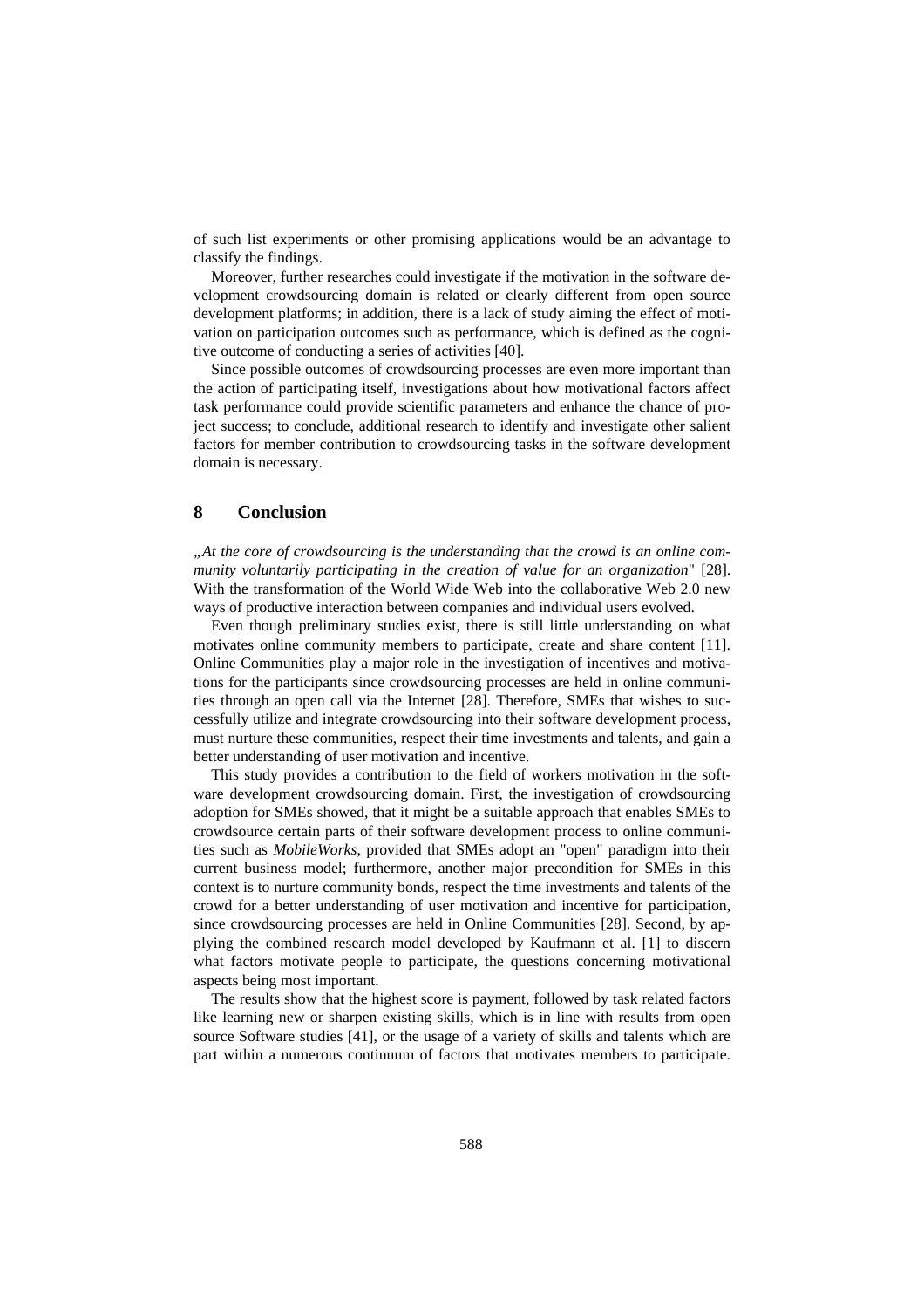of such list experiments or other promising applications would be an advantage to classify the findings.

Moreover, further researches could investigate if the motivation in the software development crowdsourcing domain is related or clearly different from open source development platforms; in addition, there is a lack of study aiming the effect of motivation on participation outcomes such as performance, which is defined as the cognitive outcome of conducting a series of activities [40].

Since possible outcomes of crowdsourcing processes are even more important than the action of participating itself, investigations about how motivational factors affect task performance could provide scientific parameters and enhance the chance of project success; to conclude, additional research to identify and investigate other salient factors for member contribution to crowdsourcing tasks in the software development domain is necessary.

## 8 Conclusion

„*At the core of crowdsourcing is the understanding that the crowd is an online community voluntarily participating in the creation of value for an organization*" [28]. With the transformation of the World Wide Web into the collaborative Web 2.0 new ways of productive interaction between companies and individual users evolved.

Even though preliminary studies exist, there is still little understanding on what motivates online community members to participate, create and share content [11]. Online Communities play a major role in the investigation of incentives and motivations for the participants since crowdsourcing processes are held in online communities through an open call via the Internet [28]. Therefore, SMEs that wishes to successfully utilize and integrate crowdsourcing into their software development process, must nurture these communities, respect their time investments and talents, and gain a better understanding of user motivation and incentive.

This study provides a contribution to the field of workers motivation in the software development crowdsourcing domain. First, the investigation of crowdsourcing adoption for SMEs showed, that it might be a suitable approach that enables SMEs to crowdsource certain parts of their software development process to online communities such as *MobileWorks*, provided that SMEs adopt an "open" paradigm into their current business model; furthermore, another major precondition for SMEs in this context is to nurture community bonds, respect the time investments and talents of the crowd for a better understanding of user motivation and incentive for participation, since crowdsourcing processes are held in Online Communities [28]. Second, by applying the combined research model developed by Kaufmann et al. [1] to discern what factors motivate people to participate, the questions concerning motivational aspects being most important.

The results show that the highest score is payment, followed by task related factors like learning new or sharpen existing skills, which is in line with results from open source Software studies [41], or the usage of a variety of skills and talents which are part within a numerous continuum of factors that motivates members to participate.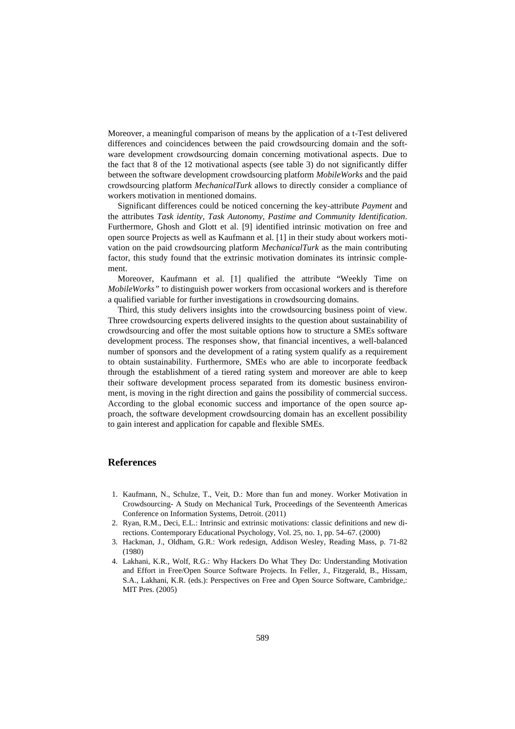Moreover, a meaningful comparison of means by the application of a t-Test delivered differences and coincidences between the paid crowdsourcing domain and the software development crowdsourcing domain concerning motivational aspects. Due to the fact that 8 of the 12 motivational aspects (see table 3) do not significantly differ between the software development crowdsourcing platform *MobileWorks* and the paid crowdsourcing platform *MechanicalTurk* allows to directly consider a compliance of workers motivation in mentioned domains.

Significant differences could be noticed concerning the key-attribute *Payment* and the attributes *Task identity, Task Autonomy, Pastime and Community Identification*. Furthermore, Ghosh and Glott et al. [9] identified intrinsic motivation on free and open source Projects as well as Kaufmann et al. [1] in their study about workers motivation on the paid crowdsourcing platform *MechanicalTurk* as the main contributing factor, this study found that the extrinsic motivation dominates its intrinsic complement.

Moreover, Kaufmann et al. [1] qualified the attribute "Weekly Time on *MobileWorks"* to distinguish power workers from occasional workers and is therefore a qualified variable for further investigations in crowdsourcing domains.

Third, this study delivers insights into the crowdsourcing business point of view. Three crowdsourcing experts delivered insights to the question about sustainability of crowdsourcing and offer the most suitable options how to structure a SMEs software development process. The responses show, that financial incentives, a well-balanced number of sponsors and the development of a rating system qualify as a requirement to obtain sustainability. Furthermore, SMEs who are able to incorporate feedback through the establishment of a tiered rating system and moreover are able to keep their software development process separated from its domestic business environment, is moving in the right direction and gains the possibility of commercial success. According to the global economic success and importance of the open source approach, the software development crowdsourcing domain has an excellent possibility to gain interest and application for capable and flexible SMEs.

## References

1. Kaufmann, N., Schulze, T., Veit, D.: More than fun and money. Worker Motivation in Crowdsourcing- A Study on Mechanical Turk, Proceedings of the Seventeenth Americas Conference on Information Systems, Detroit. (2011)
2. Ryan, R.M., Deci, E.L.: Intrinsic and extrinsic motivations: classic definitions and new directions. Contemporary Educational Psychology, Vol. 25, no. 1, pp. 54–67. (2000)
3. Hackman, J., Oldham, G.R.: Work redesign, Addison Wesley, Reading Mass, p. 71-82 (1980)
4. Lakhani, K.R., Wolf, R.G.: Why Hackers Do What They Do: Understanding Motivation and Effort in Free/Open Source Software Projects. In Feller, J., Fitzgerald, B., Hissam, S.A., Lakhani, K.R. (eds.): Perspectives on Free and Open Source Software, Cambridge,: MIT Pres. (2005)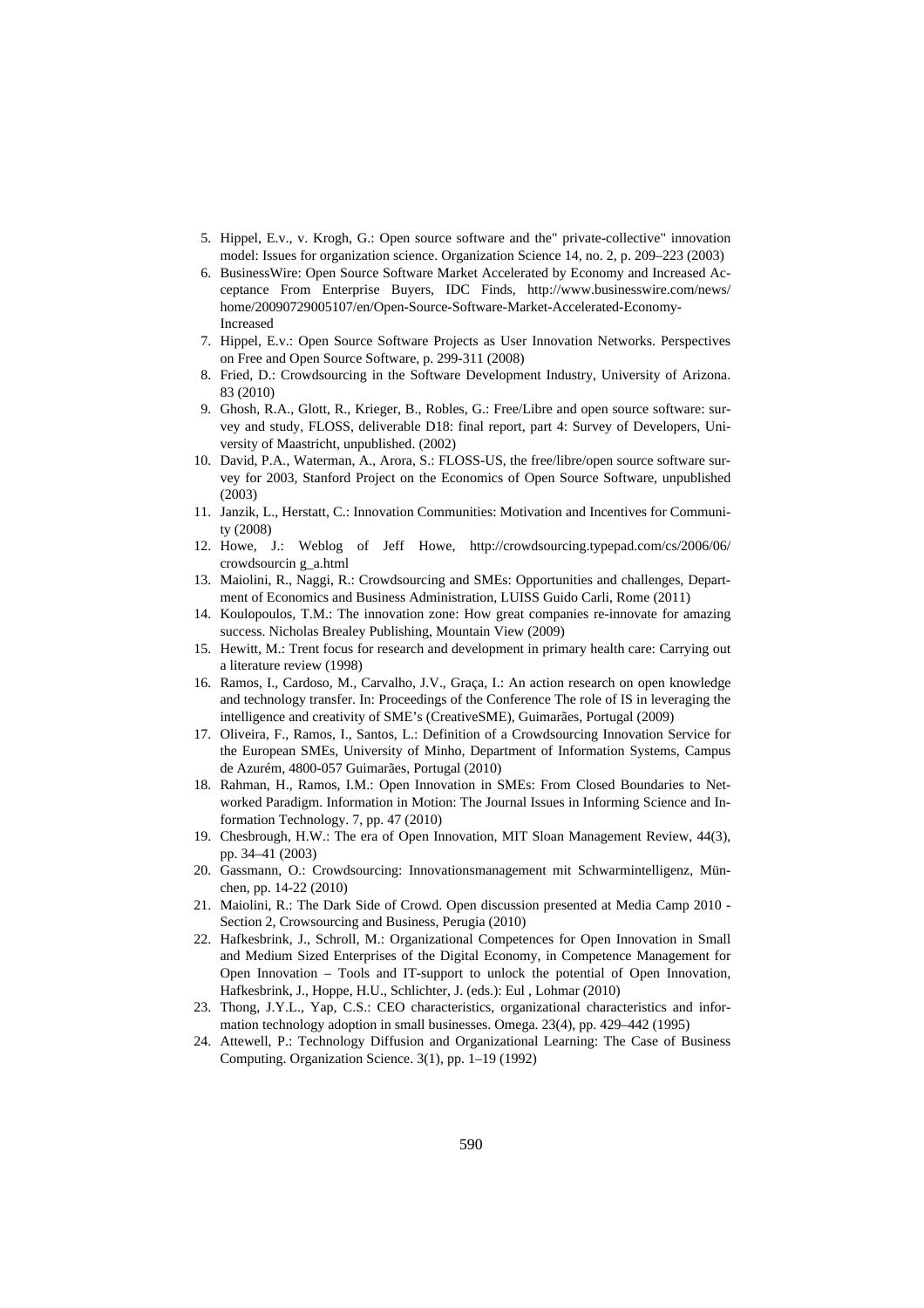5. Hippel, E.v., v. Krogh, G.: Open source software and the" private-collective" innovation model: Issues for organization science. Organization Science 14, no. 2, p. 209–223 (2003)
6. BusinessWire: Open Source Software Market Accelerated by Economy and Increased Acceptance From Enterprise Buyers, IDC Finds, http://www.businesswire.com/news/home/20090729005107/en/Open-Source-Software-Market-Accelerated-Economy-Increased
7. Hippel, E.v.: Open Source Software Projects as User Innovation Networks. Perspectives on Free and Open Source Software, p. 299-311 (2008)
8. Fried, D.: Crowdsourcing in the Software Development Industry, University of Arizona. 83 (2010)
9. Ghosh, R.A., Glott, R., Krieger, B., Robles, G.: Free/Libre and open source software: survey and study, FLOSS, deliverable D18: final report, part 4: Survey of Developers, University of Maastricht, unpublished. (2002)
10. David, P.A., Waterman, A., Arora, S.: FLOSS-US, the free/libre/open source software survey for 2003, Stanford Project on the Economics of Open Source Software, unpublished (2003)
11. Janzik, L., Herstatt, C.: Innovation Communities: Motivation and Incentives for Community (2008)
12. Howe, J.: Weblog of Jeff Howe, http://crowdsourcing.typepad.com/cs/2006/06/crowdsourcin g_a.html
13. Maiolini, R., Naggi, R.: Crowdsourcing and SMEs: Opportunities and challenges, Department of Economics and Business Administration, LUISS Guido Carli, Rome (2011)
14. Koulopoulos, T.M.: The innovation zone: How great companies re-innovate for amazing success. Nicholas Brealey Publishing, Mountain View (2009)
15. Hewitt, M.: Trent focus for research and development in primary health care: Carrying out a literature review (1998)
16. Ramos, I., Cardoso, M., Carvalho, J.V., Graça, I.: An action research on open knowledge and technology transfer. In: Proceedings of the Conference The role of IS in leveraging the intelligence and creativity of SME's (CreativeSME), Guimarães, Portugal (2009)
17. Oliveira, F., Ramos, I., Santos, L.: Definition of a Crowdsourcing Innovation Service for the European SMEs, University of Minho, Department of Information Systems, Campus de Azurém, 4800-057 Guimarães, Portugal (2010)
18. Rahman, H., Ramos, I.M.: Open Innovation in SMEs: From Closed Boundaries to Networked Paradigm. Information in Motion: The Journal Issues in Informing Science and Information Technology. 7, pp. 47 (2010)
19. Chesbrough, H.W.: The era of Open Innovation, MIT Sloan Management Review, 44(3), pp. 34–41 (2003)
20. Gassmann, O.: Crowdsourcing: Innovationsmanagement mit Schwarmintelligenz, München, pp. 14-22 (2010)
21. Maiolini, R.: The Dark Side of Crowd. Open discussion presented at Media Camp 2010 - Section 2, Crowsourcing and Business, Perugia (2010)
22. Hafkesbrink, J., Schroll, M.: Organizational Competences for Open Innovation in Small and Medium Sized Enterprises of the Digital Economy, in Competence Management for Open Innovation – Tools and IT-support to unlock the potential of Open Innovation, Hafkesbrink, J., Hoppe, H.U., Schlichter, J. (eds.): Eul , Lohmar (2010)
23. Thong, J.Y.L., Yap, C.S.: CEO characteristics, organizational characteristics and information technology adoption in small businesses. Omega. 23(4), pp. 429–442 (1995)
24. Attewell, P.: Technology Diffusion and Organizational Learning: The Case of Business Computing. Organization Science. 3(1), pp. 1–19 (1992)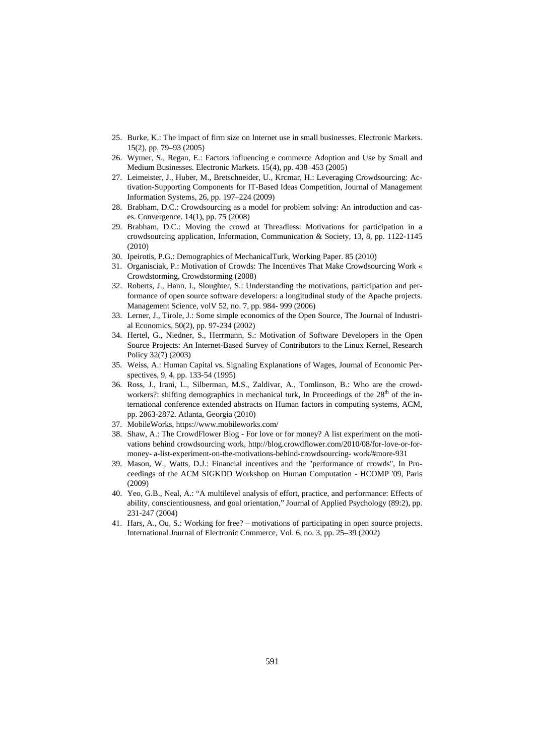25. Burke, K.: The impact of firm size on Internet use in small businesses. Electronic Markets. 15(2), pp. 79–93 (2005)
26. Wymer, S., Regan, E.: Factors influencing e commerce Adoption and Use by Small and Medium Businesses. Electronic Markets. 15(4), pp. 438–453 (2005)
27. Leimeister, J., Huber, M., Bretschneider, U., Krcmar, H.: Leveraging Crowdsourcing: Activation-Supporting Components for IT-Based Ideas Competition, Journal of Management Information Systems, 26, pp. 197–224 (2009)
28. Brabham, D.C.: Crowdsourcing as a model for problem solving: An introduction and cases. Convergence. 14(1), pp. 75 (2008)
29. Brabham, D.C.: Moving the crowd at Threadless: Motivations for participation in a crowdsourcing application, Information, Communication & Society, 13, 8, pp. 1122-1145 (2010)
30. Ipeirotis, P.G.: Demographics of MechanicalTurk, Working Paper. 85 (2010)
31. Organisciak, P.: Motivation of Crowds: The Incentives That Make Crowdsourcing Work « Crowdstorming, Crowdstorming (2008)
32. Roberts, J., Hann, I., Sloughter, S.: Understanding the motivations, participation and performance of open source software developers: a longitudinal study of the Apache projects. Management Science, volV 52, no. 7, pp. 984- 999 (2006)
33. Lerner, J., Tirole, J.: Some simple economics of the Open Source, The Journal of Industrial Economics, 50(2), pp. 97-234 (2002)
34. Hertel, G., Niedner, S., Herrmann, S.: Motivation of Software Developers in the Open Source Projects: An Internet-Based Survey of Contributors to the Linux Kernel, Research Policy 32(7) (2003)
35. Weiss, A.: Human Capital vs. Signaling Explanations of Wages, Journal of Economic Perspectives, 9, 4, pp. 133-54 (1995)
36. Ross, J., Irani, L., Silberman, M.S., Zaldivar, A., Tomlinson, B.: Who are the crowdworkers?: shifting demographics in mechanical turk, In Proceedings of the 28th of the international conference extended abstracts on Human factors in computing systems, ACM, pp. 2863-2872. Atlanta, Georgia (2010)
37. MobileWorks, https://www.mobileworks.com/
38. Shaw, A.: The CrowdFlower Blog - For love or for money? A list experiment on the motivations behind crowdsourcing work, http://blog.crowdflower.com/2010/08/for-love-or-for-money- a-list-experiment-on-the-motivations-behind-crowdsourcing- work/#more-931
39. Mason, W., Watts, D.J.: Financial incentives and the "performance of crowds", In Proceedings of the ACM SIGKDD Workshop on Human Computation - HCOMP '09, Paris (2009)
40. Yeo, G.B., Neal, A.: "A multilevel analysis of effort, practice, and performance: Effects of ability, conscientiousness, and goal orientation," Journal of Applied Psychology (89:2), pp. 231-247 (2004)
41. Hars, A., Ou, S.: Working for free? – motivations of participating in open source projects. International Journal of Electronic Commerce, Vol. 6, no. 3, pp. 25–39 (2002)